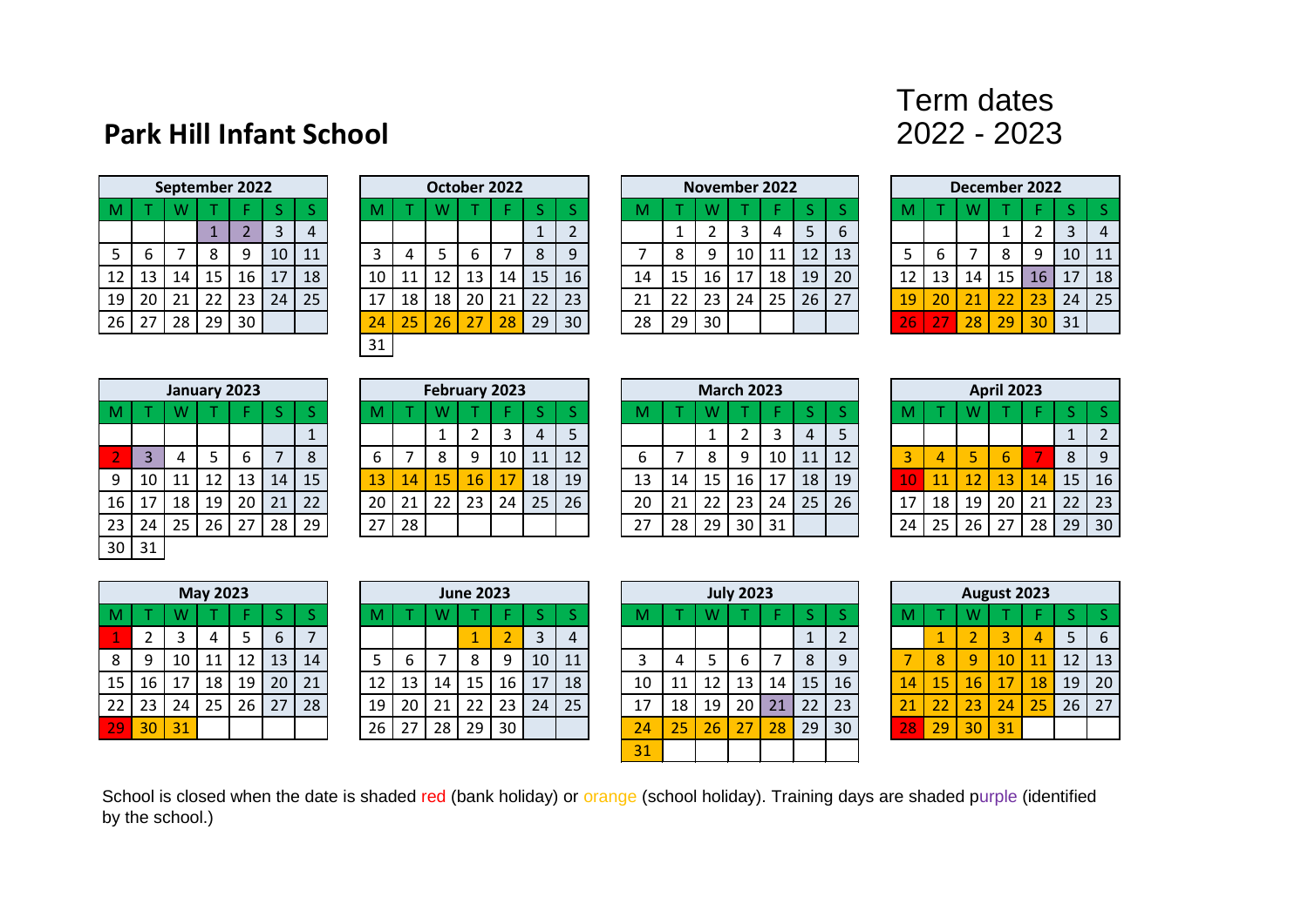# Park Hill Infant School

## Term dates 2022 - 2023

| September 2022 | | | | | | |
|---|---|---|---|---|---|---|
| M | T | W | T | F | S | S |
| | | | 1 | 2 | 3 | 4 |
| 5 | 6 | 7 | 8 | 9 | 10 | 11 |
| 12 | 13 | 14 | 15 | 16 | 17 | 18 |
| 19 | 20 | 21 | 22 | 23 | 24 | 25 |
| 26 | 27 | 28 | 29 | 30 | | |

| October 2022 | | | | | | |
|---|---|---|---|---|---|---|
| M | T | W | T | F | S | S |
| | | | | | 1 | 2 |
| 3 | 4 | 5 | 6 | 7 | 8 | 9 |
| 10 | 11 | 12 | 13 | 14 | 15 | 16 |
| 17 | 18 | 18 | 20 | 21 | 22 | 23 |
| 24 | 25 | 26 | 27 | 28 | 29 | 30 |
| 31 | | | | | | |

| November 2022 | | | | | | |
|---|---|---|---|---|---|---|
| M | T | W | T | F | S | S |
| | 1 | 2 | 3 | 4 | 5 | 6 |
| 7 | 8 | 9 | 10 | 11 | 12 | 13 |
| 14 | 15 | 16 | 17 | 18 | 19 | 20 |
| 21 | 22 | 23 | 24 | 25 | 26 | 27 |
| 28 | 29 | 30 | | | | |

| December 2022 | | | | | | |
|---|---|---|---|---|---|---|
| M | T | W | T | F | S | S |
| | | | 1 | 2 | 3 | 4 |
| 5 | 6 | 7 | 8 | 9 | 10 | 11 |
| 12 | 13 | 14 | 15 | 16 | 17 | 18 |
| 19 | 20 | 21 | 22 | 23 | 24 | 25 |
| 26 | 27 | 28 | 29 | 30 | 31 | |

| January 2023 | | | | | | |
|---|---|---|---|---|---|---|
| M | T | W | T | F | S | S |
| | | | | | | 1 |
| 2 | 3 | 4 | 5 | 6 | 7 | 8 |
| 9 | 10 | 11 | 12 | 13 | 14 | 15 |
| 16 | 17 | 18 | 19 | 20 | 21 | 22 |
| 23 | 24 | 25 | 26 | 27 | 28 | 29 |
| 30 | 31 | | | | | |

| February 2023 | | | | | | |
|---|---|---|---|---|---|---|
| M | T | W | T | F | S | S |
| | | 1 | 2 | 3 | 4 | 5 |
| 6 | 7 | 8 | 9 | 10 | 11 | 12 |
| 13 | 14 | 15 | 16 | 17 | 18 | 19 |
| 20 | 21 | 22 | 23 | 24 | 25 | 26 |
| 27 | 28 | | | | | |

| March 2023 | | | | | | |
|---|---|---|---|---|---|---|
| M | T | W | T | F | S | S |
| | | 1 | 2 | 3 | 4 | 5 |
| 6 | 7 | 8 | 9 | 10 | 11 | 12 |
| 13 | 14 | 15 | 16 | 17 | 18 | 19 |
| 20 | 21 | 22 | 23 | 24 | 25 | 26 |
| 27 | 28 | 29 | 30 | 31 | | |

| April 2023 | | | | | | |
|---|---|---|---|---|---|---|
| M | T | W | T | F | S | S |
| | | | | | 1 | 2 |
| 3 | 4 | 5 | 6 | 7 | 8 | 9 |
| 10 | 11 | 12 | 13 | 14 | 15 | 16 |
| 17 | 18 | 19 | 20 | 21 | 22 | 23 |
| 24 | 25 | 26 | 27 | 28 | 29 | 30 |

| May 2023 | | | | | | |
|---|---|---|---|---|---|---|
| M | T | W | T | F | S | S |
| 1 | 2 | 3 | 4 | 5 | 6 | 7 |
| 8 | 9 | 10 | 11 | 12 | 13 | 14 |
| 15 | 16 | 17 | 18 | 19 | 20 | 21 |
| 22 | 23 | 24 | 25 | 26 | 27 | 28 |
| 29 | 30 | 31 | | | | |

| June 2023 | | | | | | |
|---|---|---|---|---|---|---|
| M | T | W | T | F | S | S |
| | | | 1 | 2 | 3 | 4 |
| 5 | 6 | 7 | 8 | 9 | 10 | 11 |
| 12 | 13 | 14 | 15 | 16 | 17 | 18 |
| 19 | 20 | 21 | 22 | 23 | 24 | 25 |
| 26 | 27 | 28 | 29 | 30 | | |

| July 2023 | | | | | | |
|---|---|---|---|---|---|---|
| M | T | W | T | F | S | S |
| | | | | | 1 | 2 |
| 3 | 4 | 5 | 6 | 7 | 8 | 9 |
| 10 | 11 | 12 | 13 | 14 | 15 | 16 |
| 17 | 18 | 19 | 20 | 21 | 22 | 23 |
| 24 | 25 | 26 | 27 | 28 | 29 | 30 |
| 31 | | | | | | |

| August 2023 | | | | | | |
|---|---|---|---|---|---|---|
| M | T | W | T | F | S | S |
| | 1 | 2 | 3 | 4 | 5 | 6 |
| 7 | 8 | 9 | 10 | 11 | 12 | 13 |
| 14 | 15 | 16 | 17 | 18 | 19 | 20 |
| 21 | 22 | 23 | 24 | 25 | 26 | 27 |
| 28 | 29 | 30 | 31 | | | |

School is closed when the date is shaded red (bank holiday) or orange (school holiday). Training days are shaded purple (identified by the school.)